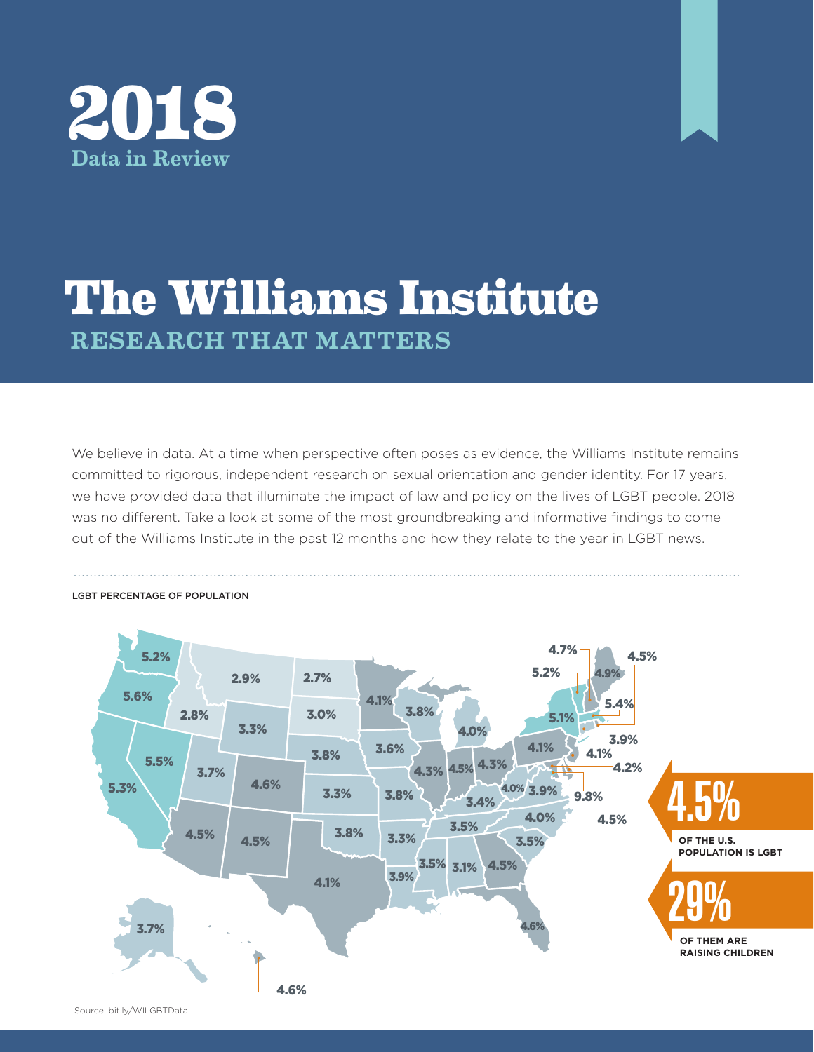# 2018

## Data in Review

# The Williams Institute

## RESEARCH THAT MATTERS

We believe in data. At a time when perspective often poses as evidence, the Williams Institute remains committed to rigorous, independent research on sexual orientation and gender identity. For 17 years, we have provided data that illuminate the impact of law and policy on the lives of LGBT people. 2018 was no different. Take a look at some of the most groundbreaking and informative findings to come out of the Williams Institute in the past 12 months and how they relate to the year in LGBT news.

LGBT PERCENTAGE OF POPULATION

5.2%
5.6%
5.3%
5.5%
2.8%
2.9%
3.7%
3.3%
4.6%
4.5%
4.5%
2.7%
3.0%
3.8%
3.3%
3.8%
4.1%
4.1%
3.6%
3.8%
3.8%
3.3%
3.9%
4.3%
4.5%
4.0%
4.3%
3.5%
3.5%
3.1%
4.5%
4.6%
3.4%
4.0%
3.9%
4.0%
3.5%
4.1%
5.1%
4.7%
5.2%
4.9%
4.5%
5.4%
3.9%
4.1%
4.2%
9.8%
4.5%
3.7%
4.6%

**4.5%** OF THE U.S. POPULATION IS LGBT

**29%** OF THEM ARE RAISING CHILDREN

Source: bit.ly/WILGBTData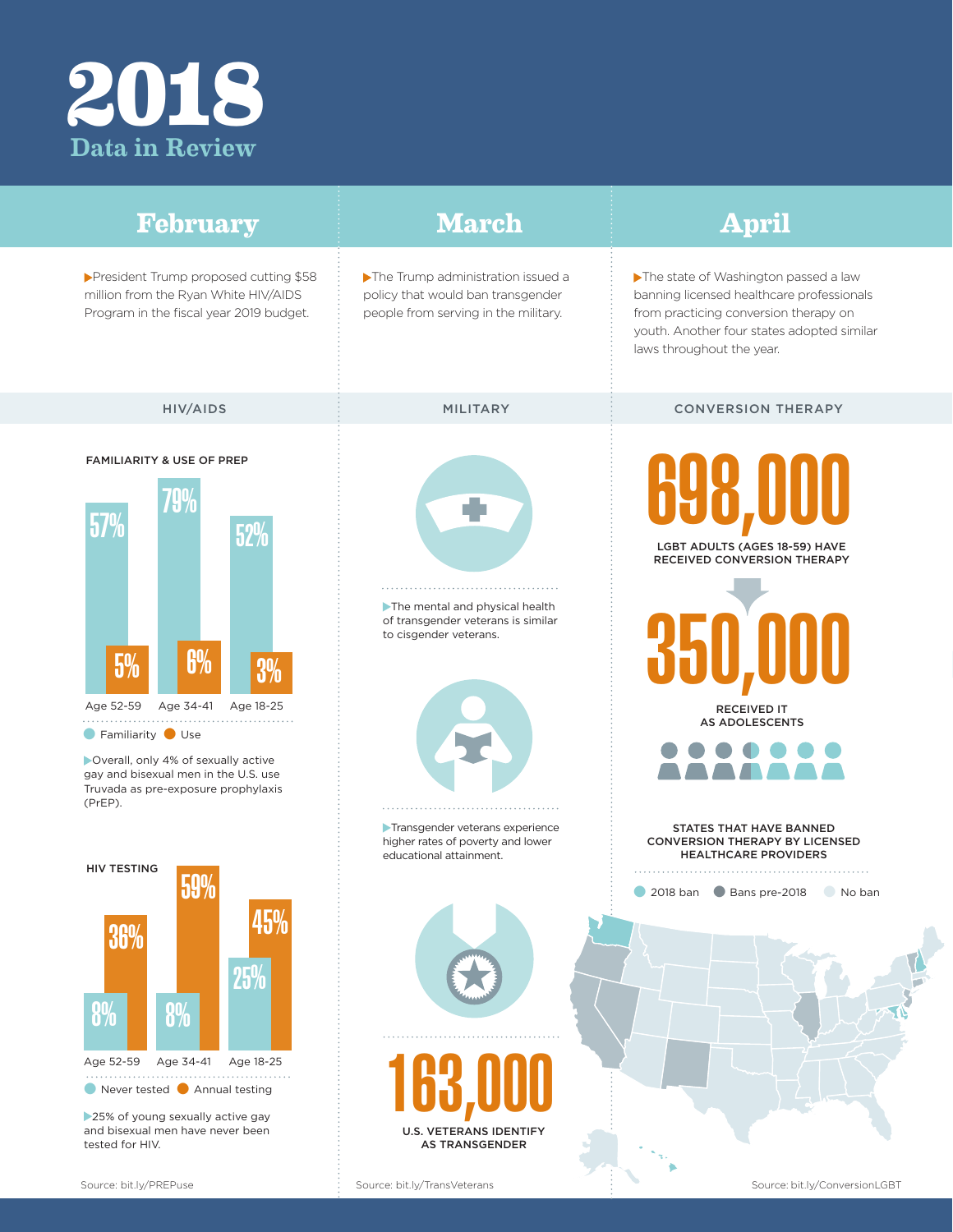# 2018

## Data in Review

## February

President Trump proposed cutting $58 million from the Ryan White HIV/AIDS Program in the fiscal year 2019 budget.

### HIV/AIDS

**FAMILIARITY & USE OF PREP**

57%
5%
79%
6%
52%
3%

Age 52-59 Age 34-41 Age 18-25

Familiarity Use

Overall, only 4% of sexually active gay and bisexual men in the U.S. use Truvada as pre-exposure prophylaxis (PrEP).

**HIV TESTING**

8%
36%
8%
59%
25%
45%

Age 52-59 Age 34-41 Age 18-25

Never tested Annual testing

25% of young sexually active gay and bisexual men have never been tested for HIV.

Source: bit.ly/PREPuse

## March

The Trump administration issued a policy that would ban transgender people from serving in the military.

### MILITARY

The mental and physical health of transgender veterans is similar to cisgender veterans.

Transgender veterans experience higher rates of poverty and lower educational attainment.

**163,000**

U.S. VETERANS IDENTIFY AS TRANSGENDER

Source: bit.ly/TransVeterans

## April

The state of Washington passed a law banning licensed healthcare professionals from practicing conversion therapy on youth. Another four states adopted similar laws throughout the year.

### CONVERSION THERAPY

**698,000**

LGBT ADULTS (AGES 18-59) HAVE RECEIVED CONVERSION THERAPY

**350,000**

RECEIVED IT AS ADOLESCENTS

STATES THAT HAVE BANNED CONVERSION THERAPY BY LICENSED HEALTHCARE PROVIDERS

2018 ban Bans pre-2018 No ban

Source: bit.ly/ConversionLGBT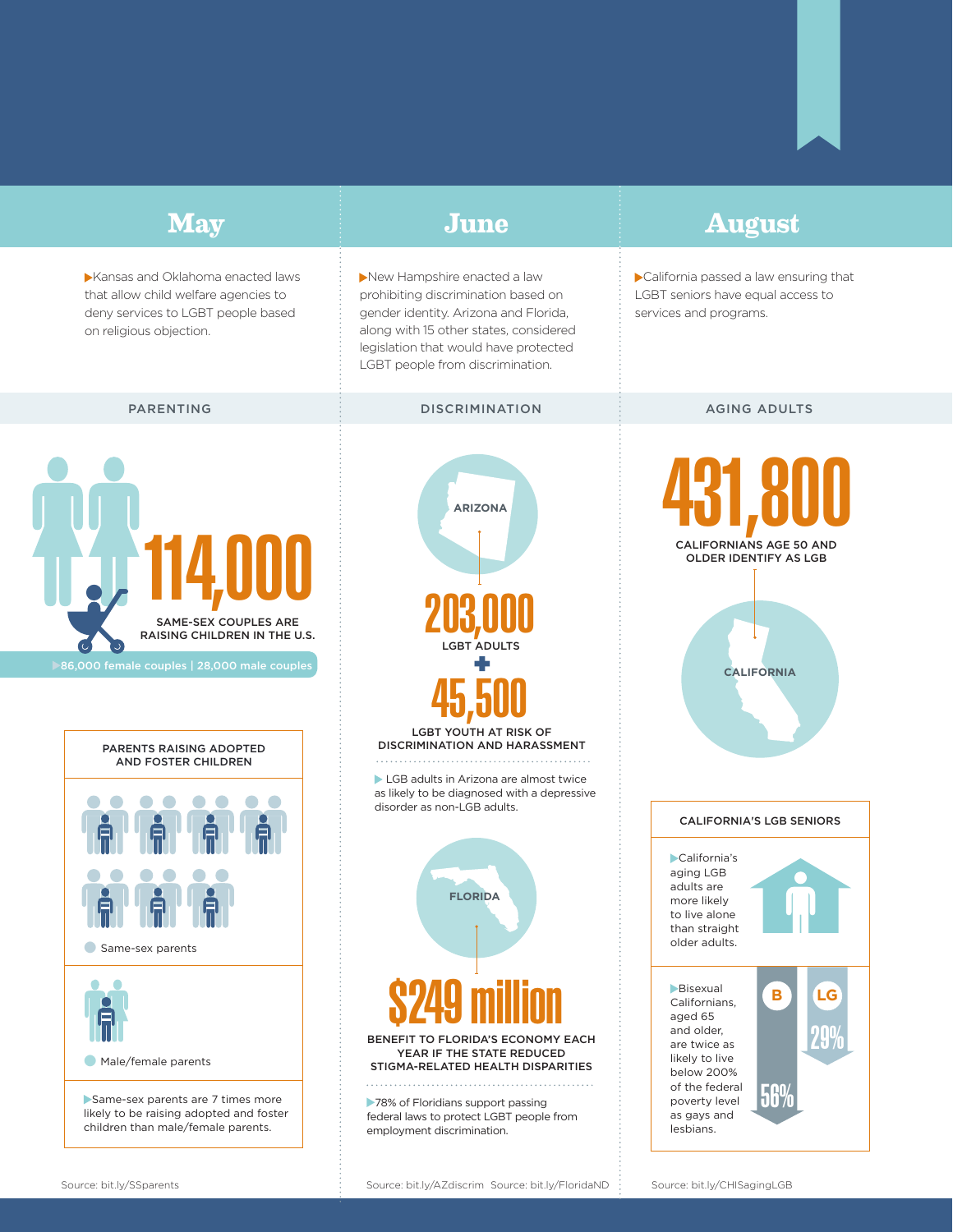## May

▶Kansas and Oklahoma enacted laws that allow child welfare agencies to deny services to LGBT people based on religious objection.

### PARENTING

**114,000**

SAME-SEX COUPLES ARE RAISING CHILDREN IN THE U.S.

▶86,000 female couples | 28,000 male couples

**PARENTS RAISING ADOPTED AND FOSTER CHILDREN**

Same-sex parents

Male/female parents

▶Same-sex parents are 7 times more likely to be raising adopted and foster children than male/female parents.

Source: bit.ly/SSparents

## June

▶New Hampshire enacted a law prohibiting discrimination based on gender identity. Arizona and Florida, along with 15 other states, considered legislation that would have protected LGBT people from discrimination.

### DISCRIMINATION

ARIZONA

**203,000**

LGBT ADULTS

+

**45,500**

LGBT YOUTH AT RISK OF DISCRIMINATION AND HARASSMENT

▶LGB adults in Arizona are almost twice as likely to be diagnosed with a depressive disorder as non-LGB adults.

FLORIDA

**$249 million**

BENEFIT TO FLORIDA'S ECONOMY EACH YEAR IF THE STATE REDUCED STIGMA-RELATED HEALTH DISPARITIES

▶78% of Floridians support passing federal laws to protect LGBT people from employment discrimination.

Source: bit.ly/AZdiscrim Source: bit.ly/FloridaND

## August

▶California passed a law ensuring that LGBT seniors have equal access to services and programs.

### AGING ADULTS

**431,800**

CALIFORNIANS AGE 50 AND OLDER IDENTIFY AS LGB

CALIFORNIA

**CALIFORNIA'S LGB SENIORS**

▶California's aging LGB adults are more likely to live alone than straight older adults.

▶Bisexual Californians, aged 65 and older, are twice as likely to live below 200% of the federal poverty level as gays and lesbians.

B
56%

LG
29%

Source: bit.ly/CHISagingLGB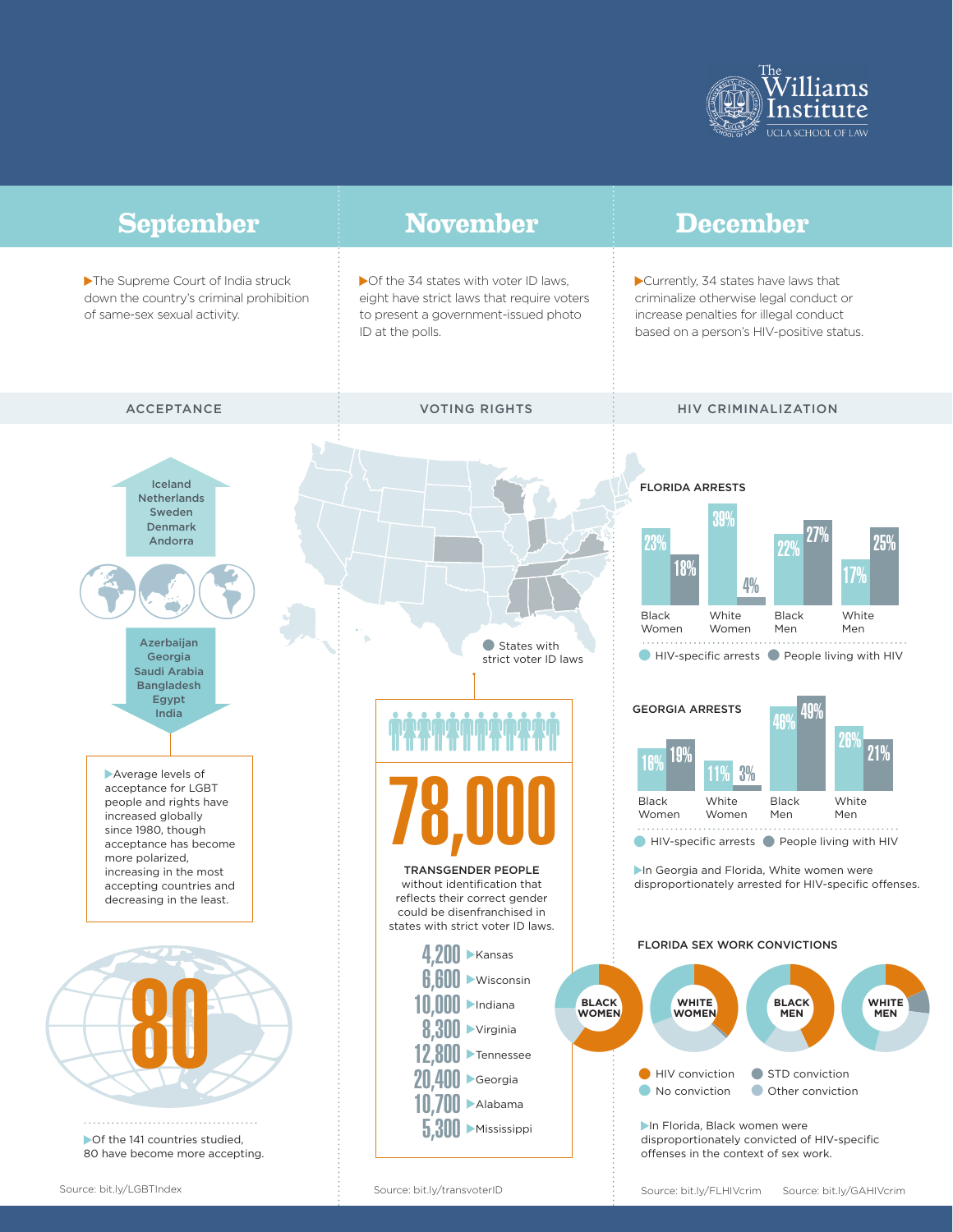The Williams Institute
UCLA SCHOOL OF LAW

## September

▶The Supreme Court of India struck down the country's criminal prohibition of same-sex sexual activity.

### ACCEPTANCE

Iceland
Netherlands
Sweden
Denmark
Andorra

Azerbaijan
Georgia
Saudi Arabia
Bangladesh
Egypt
India

▶Average levels of acceptance for LGBT people and rights have increased globally since 1980, though acceptance has become more polarized, increasing in the most accepting countries and decreasing in the least.

80

▶Of the 141 countries studied, 80 have become more accepting.

Source: bit.ly/LGBTIndex

## November

▶Of the 34 states with voter ID laws, eight have strict laws that require voters to present a government-issued photo ID at the polls.

### VOTING RIGHTS

States with strict voter ID laws

78,000

**TRANSGENDER PEOPLE** without identification that reflects their correct gender could be disenfranchised in states with strict voter ID laws.

4,200 ▶Kansas
6,600 ▶Wisconsin
10,000 ▶Indiana
8,300 ▶Virginia
12,800 ▶Tennessee
20,400 ▶Georgia
10,700 ▶Alabama
5,300 ▶Mississippi

Source: bit.ly/transvoterID

## December

▶Currently, 34 states have laws that criminalize otherwise legal conduct or increase penalties for illegal conduct based on a person's HIV-positive status.

### HIV CRIMINALIZATION

**FLORIDA ARRESTS**

Black Women: 23% 18%
White Women: 39% 4%
Black Men: 22% 27%
White Men: 17% 25%

HIV-specific arrests · People living with HIV

**GEORGIA ARRESTS**

Black Women: 16% 19%
White Women: 11% 3%
Black Men: 46% 49%
White Men: 26% 21%

HIV-specific arrests · People living with HIV

▶In Georgia and Florida, White women were disproportionately arrested for HIV-specific offenses.

**FLORIDA SEX WORK CONVICTIONS**

BLACK WOMEN · WHITE WOMEN · BLACK MEN · WHITE MEN

HIV conviction · STD conviction · No conviction · Other conviction

▶In Florida, Black women were disproportionately convicted of HIV-specific offenses in the context of sex work.

Source: bit.ly/FLHIVcrim Source: bit.ly/GAHIVcrim